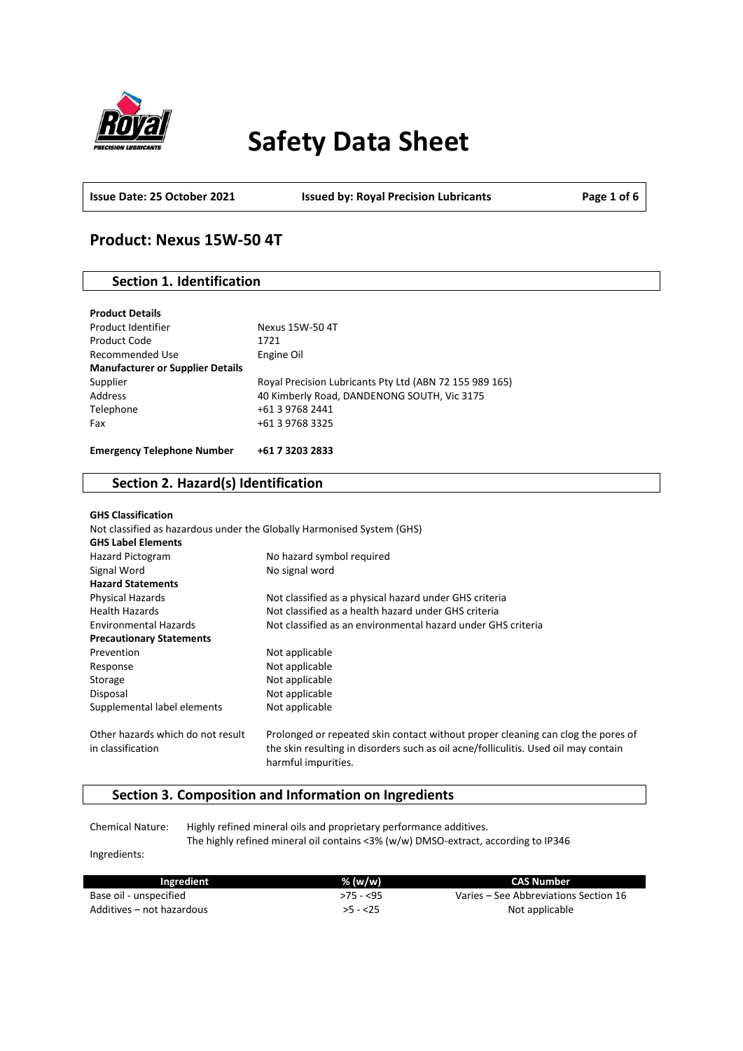# Safety Data Sheet

**Issue Date: 25 October 2021** | **Issued by: Royal Precision Lubricants**

## Product: Nexus 15W-50 4T

### Section 1. Identification

**Product Details**

| | |
|---|---|
| Product Identifier | Nexus 15W-50 4T |
| Product Code | 1721 |
| Recommended Use | Engine Oil |
| **Manufacturer or Supplier Details** | |
| Supplier | Royal Precision Lubricants Pty Ltd (ABN 72 155 989 165) |
| Address | 40 Kimberly Road, DANDENONG SOUTH, Vic 3175 |
| Telephone | +61 3 9768 2441 |
| Fax | +61 3 9768 3325 |

**Emergency Telephone Number** **+61 7 3203 2833**

### Section 2. Hazard(s) Identification

**GHS Classification**

Not classified as hazardous under the Globally Harmonised System (GHS)

**GHS Label Elements**

| | |
|---|---|
| Hazard Pictogram | No hazard symbol required |
| Signal Word | No signal word |
| **Hazard Statements** | |
| Physical Hazards | Not classified as a physical hazard under GHS criteria |
| Health Hazards | Not classified as a health hazard under GHS criteria |
| Environmental Hazards | Not classified as an environmental hazard under GHS criteria |
| **Precautionary Statements** | |
| Prevention | Not applicable |
| Response | Not applicable |
| Storage | Not applicable |
| Disposal | Not applicable |
| Supplemental label elements | Not applicable |
| Other hazards which do not result in classification | Prolonged or repeated skin contact without proper cleaning can clog the pores of the skin resulting in disorders such as oil acne/folliculitis. Used oil may contain harmful impurities. |

### Section 3. Composition and Information on Ingredients

Chemical Nature: Highly refined mineral oils and proprietary performance additives.
The highly refined mineral oil contains <3% (w/w) DMSO-extract, according to IP346

Ingredients:

| Ingredient | % (w/w) | CAS Number |
|---|---|---|
| Base oil - unspecified | >75 - <95 | Varies – See Abbreviations Section 16 |
| Additives – not hazardous | >5 - <25 | Not applicable |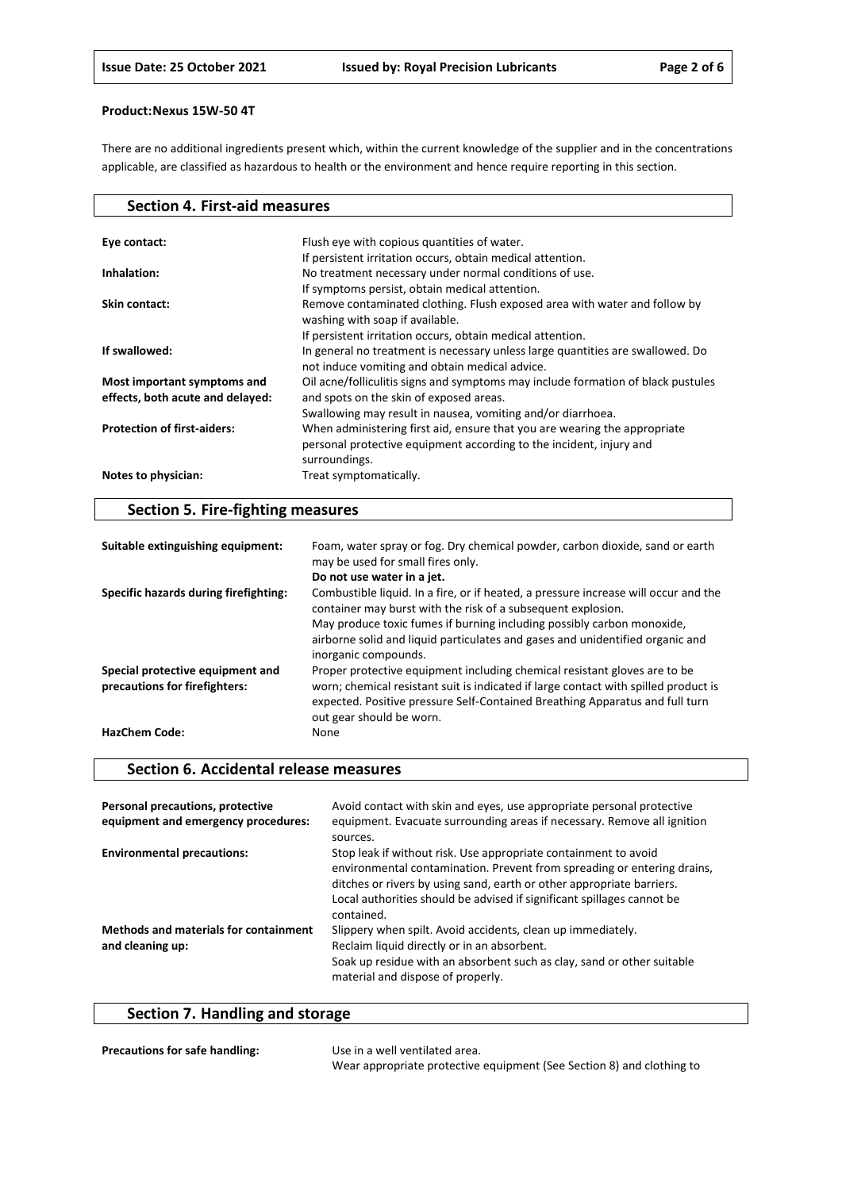**Product:Nexus 15W-50 4T**

There are no additional ingredients present which, within the current knowledge of the supplier and in the concentrations applicable, are classified as hazardous to health or the environment and hence require reporting in this section.

## Section 4. First-aid measures

| | |
|---|---|
| **Eye contact:** | Flush eye with copious quantities of water. If persistent irritation occurs, obtain medical attention. |
| **Inhalation:** | No treatment necessary under normal conditions of use. If symptoms persist, obtain medical attention. |
| **Skin contact:** | Remove contaminated clothing. Flush exposed area with water and follow by washing with soap if available. If persistent irritation occurs, obtain medical attention. |
| **If swallowed:** | In general no treatment is necessary unless large quantities are swallowed. Do not induce vomiting and obtain medical advice. |
| **Most important symptoms and effects, both acute and delayed:** | Oil acne/folliculitis signs and symptoms may include formation of black pustules and spots on the skin of exposed areas. Swallowing may result in nausea, vomiting and/or diarrhoea. |
| **Protection of first-aiders:** | When administering first aid, ensure that you are wearing the appropriate personal protective equipment according to the incident, injury and surroundings. |
| **Notes to physician:** | Treat symptomatically. |

## Section 5. Fire-fighting measures

| | |
|---|---|
| **Suitable extinguishing equipment:** | Foam, water spray or fog. Dry chemical powder, carbon dioxide, sand or earth may be used for small fires only. **Do not use water in a jet.** |
| **Specific hazards during firefighting:** | Combustible liquid. In a fire, or if heated, a pressure increase will occur and the container may burst with the risk of a subsequent explosion. May produce toxic fumes if burning including possibly carbon monoxide, airborne solid and liquid particulates and gases and unidentified organic and inorganic compounds. |
| **Special protective equipment and precautions for firefighters:** | Proper protective equipment including chemical resistant gloves are to be worn; chemical resistant suit is indicated if large contact with spilled product is expected. Positive pressure Self-Contained Breathing Apparatus and full turn out gear should be worn. |
| **HazChem Code:** | None |

## Section 6. Accidental release measures

| | |
|---|---|
| **Personal precautions, protective equipment and emergency procedures:** | Avoid contact with skin and eyes, use appropriate personal protective equipment. Evacuate surrounding areas if necessary. Remove all ignition sources. |
| **Environmental precautions:** | Stop leak if without risk. Use appropriate containment to avoid environmental contamination. Prevent from spreading or entering drains, ditches or rivers by using sand, earth or other appropriate barriers. Local authorities should be advised if significant spillages cannot be contained. |
| **Methods and materials for containment and cleaning up:** | Slippery when spilt. Avoid accidents, clean up immediately. Reclaim liquid directly or in an absorbent. Soak up residue with an absorbent such as clay, sand or other suitable material and dispose of properly. |

## Section 7. Handling and storage

| | |
|---|---|
| **Precautions for safe handling:** | Use in a well ventilated area. Wear appropriate protective equipment (See Section 8) and clothing to |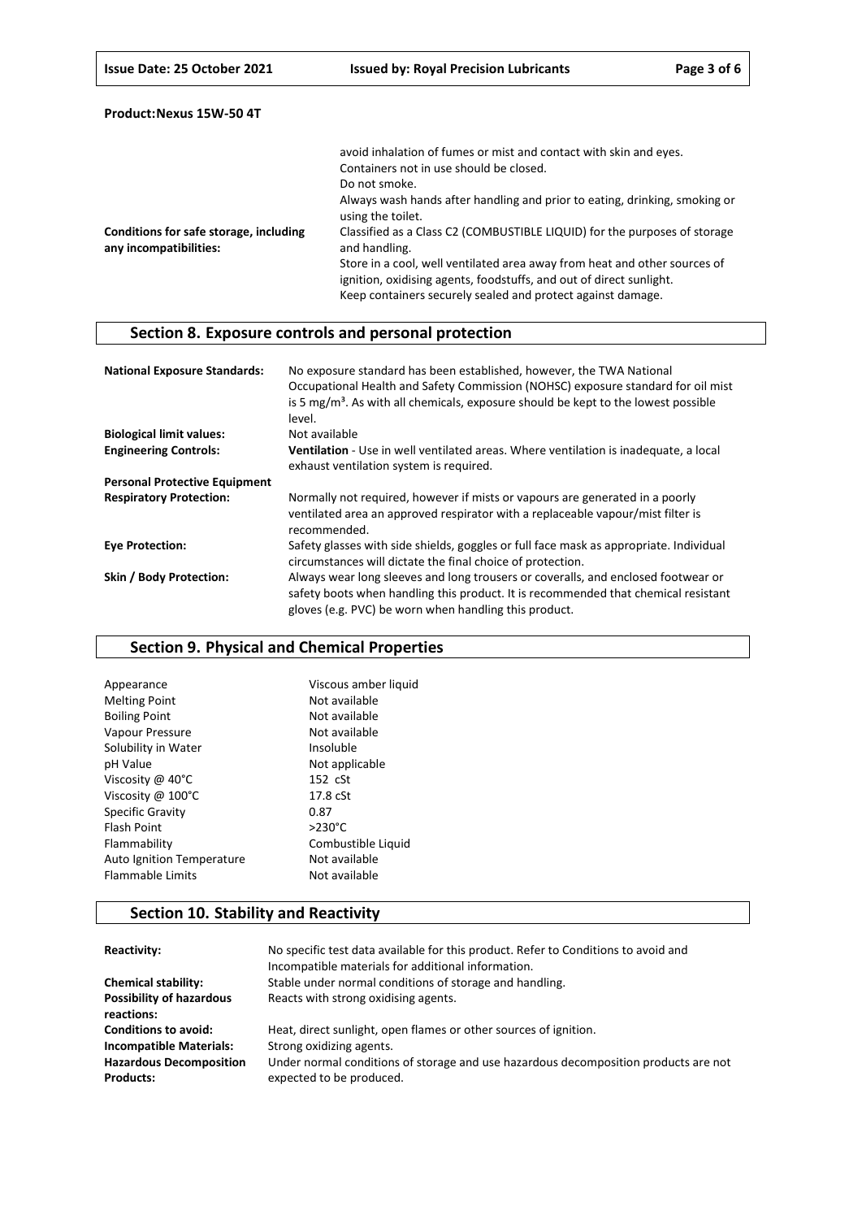**Product: Nexus 15W-50 4T**

| | |
|---|---|
| | avoid inhalation of fumes or mist and contact with skin and eyes. Containers not in use should be closed. Do not smoke. Always wash hands after handling and prior to eating, drinking, smoking or using the toilet. |
| **Conditions for safe storage, including any incompatibilities:** | Classified as a Class C2 (COMBUSTIBLE LIQUID) for the purposes of storage and handling. Store in a cool, well ventilated area away from heat and other sources of ignition, oxidising agents, foodstuffs, and out of direct sunlight. Keep containers securely sealed and protect against damage. |

## Section 8. Exposure controls and personal protection

| | |
|---|---|
| **National Exposure Standards:** | No exposure standard has been established, however, the TWA National Occupational Health and Safety Commission (NOHSC) exposure standard for oil mist is 5 mg/m³. As with all chemicals, exposure should be kept to the lowest possible level. |
| **Biological limit values:** | Not available |
| **Engineering Controls:** | **Ventilation** - Use in well ventilated areas. Where ventilation is inadequate, a local exhaust ventilation system is required. |
| **Personal Protective Equipment** | |
| **Respiratory Protection:** | Normally not required, however if mists or vapours are generated in a poorly ventilated area an approved respirator with a replaceable vapour/mist filter is recommended. |
| **Eye Protection:** | Safety glasses with side shields, goggles or full face mask as appropriate. Individual circumstances will dictate the final choice of protection. |
| **Skin / Body Protection:** | Always wear long sleeves and long trousers or coveralls, and enclosed footwear or safety boots when handling this product. It is recommended that chemical resistant gloves (e.g. PVC) be worn when handling this product. |

## Section 9. Physical and Chemical Properties

| | |
|---|---|
| Appearance | Viscous amber liquid |
| Melting Point | Not available |
| Boiling Point | Not available |
| Vapour Pressure | Not available |
| Solubility in Water | Insoluble |
| pH Value | Not applicable |
| Viscosity @ 40°C | 152 cSt |
| Viscosity @ 100°C | 17.8 cSt |
| Specific Gravity | 0.87 |
| Flash Point | >230°C |
| Flammability | Combustible Liquid |
| Auto Ignition Temperature | Not available |
| Flammable Limits | Not available |

## Section 10. Stability and Reactivity

| | |
|---|---|
| **Reactivity:** | No specific test data available for this product. Refer to Conditions to avoid and Incompatible materials for additional information. |
| **Chemical stability:** | Stable under normal conditions of storage and handling. |
| **Possibility of hazardous reactions:** | Reacts with strong oxidising agents. |
| **Conditions to avoid:** | Heat, direct sunlight, open flames or other sources of ignition. |
| **Incompatible Materials:** | Strong oxidizing agents. |
| **Hazardous Decomposition Products:** | Under normal conditions of storage and use hazardous decomposition products are not expected to be produced. |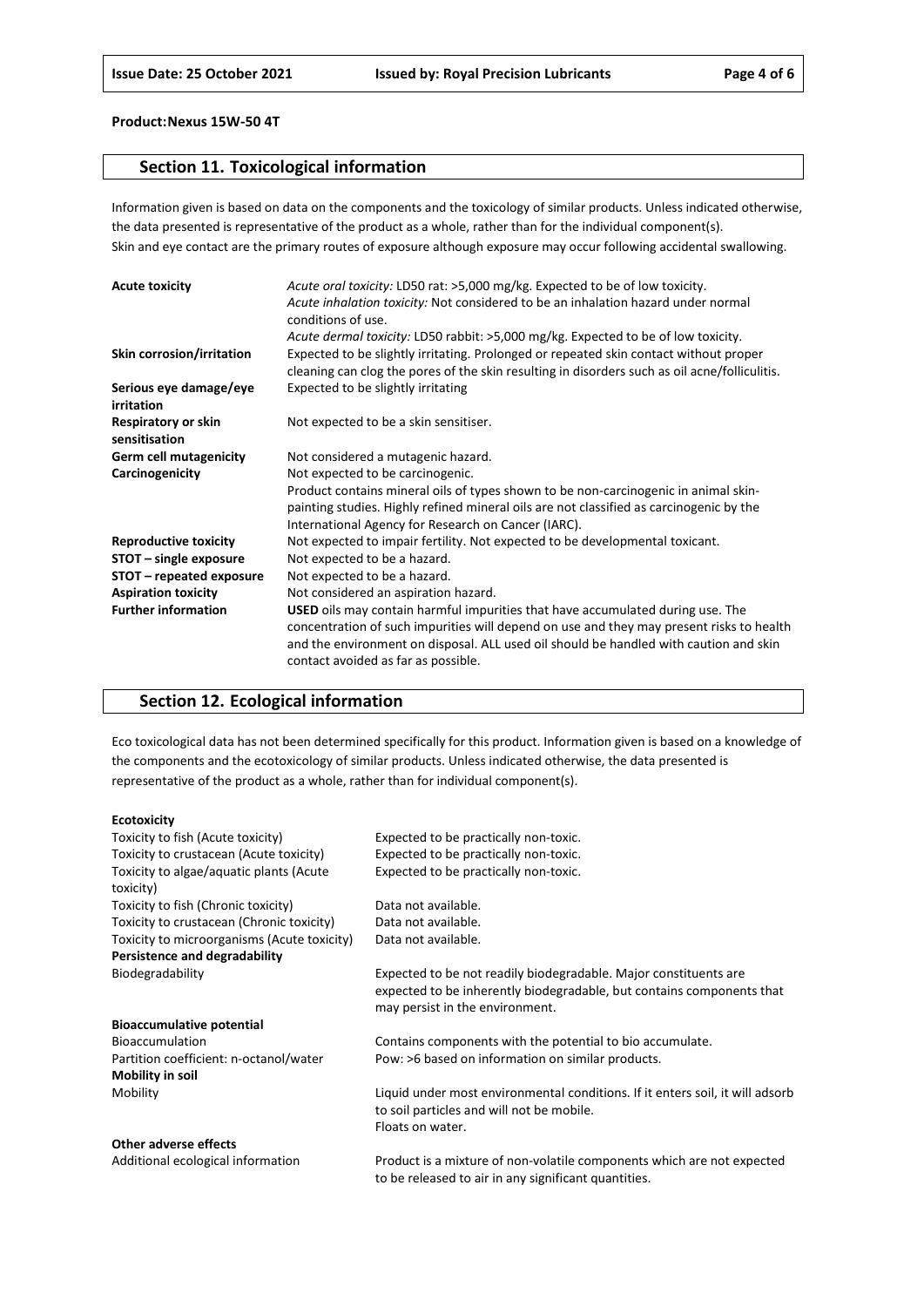**Product:Nexus 15W-50 4T**

## Section 11. Toxicological information

Information given is based on data on the components and the toxicology of similar products. Unless indicated otherwise, the data presented is representative of the product as a whole, rather than for the individual component(s).
Skin and eye contact are the primary routes of exposure although exposure may occur following accidental swallowing.

| | |
|---|---|
| **Acute toxicity** | *Acute oral toxicity:* LD50 rat: >5,000 mg/kg. Expected to be of low toxicity.<br>*Acute inhalation toxicity:* Not considered to be an inhalation hazard under normal conditions of use.<br>*Acute dermal toxicity:* LD50 rabbit: >5,000 mg/kg. Expected to be of low toxicity. |
| **Skin corrosion/irritation** | Expected to be slightly irritating. Prolonged or repeated skin contact without proper cleaning can clog the pores of the skin resulting in disorders such as oil acne/folliculitis. |
| **Serious eye damage/eye irritation** | Expected to be slightly irritating |
| **Respiratory or skin sensitisation** | Not expected to be a skin sensitiser. |
| **Germ cell mutagenicity** | Not considered a mutagenic hazard. |
| **Carcinogenicity** | Not expected to be carcinogenic.<br>Product contains mineral oils of types shown to be non-carcinogenic in animal skin-painting studies. Highly refined mineral oils are not classified as carcinogenic by the International Agency for Research on Cancer (IARC). |
| **Reproductive toxicity** | Not expected to impair fertility. Not expected to be developmental toxicant. |
| **STOT – single exposure** | Not expected to be a hazard. |
| **STOT – repeated exposure** | Not expected to be a hazard. |
| **Aspiration toxicity** | Not considered an aspiration hazard. |
| **Further information** | **USED** oils may contain harmful impurities that have accumulated during use. The concentration of such impurities will depend on use and they may present risks to health and the environment on disposal. ALL used oil should be handled with caution and skin contact avoided as far as possible. |

## Section 12. Ecological information

Eco toxicological data has not been determined specifically for this product. Information given is based on a knowledge of the components and the ecotoxicology of similar products. Unless indicated otherwise, the data presented is representative of the product as a whole, rather than for individual component(s).

| | |
|---|---|
| **Ecotoxicity** | |
| Toxicity to fish (Acute toxicity) | Expected to be practically non-toxic. |
| Toxicity to crustacean (Acute toxicity) | Expected to be practically non-toxic. |
| Toxicity to algae/aquatic plants (Acute toxicity) | Expected to be practically non-toxic. |
| Toxicity to fish (Chronic toxicity) | Data not available. |
| Toxicity to crustacean (Chronic toxicity) | Data not available. |
| Toxicity to microorganisms (Acute toxicity) | Data not available. |
| **Persistence and degradability** | |
| Biodegradability | Expected to be not readily biodegradable. Major constituents are expected to be inherently biodegradable, but contains components that may persist in the environment. |
| **Bioaccumulative potential** | |
| Bioaccumulation | Contains components with the potential to bio accumulate. |
| Partition coefficient: n-octanol/water | Pow: >6 based on information on similar products. |
| **Mobility in soil** | |
| Mobility | Liquid under most environmental conditions. If it enters soil, it will adsorb to soil particles and will not be mobile.<br>Floats on water. |
| **Other adverse effects** | |
| Additional ecological information | Product is a mixture of non-volatile components which are not expected to be released to air in any significant quantities. |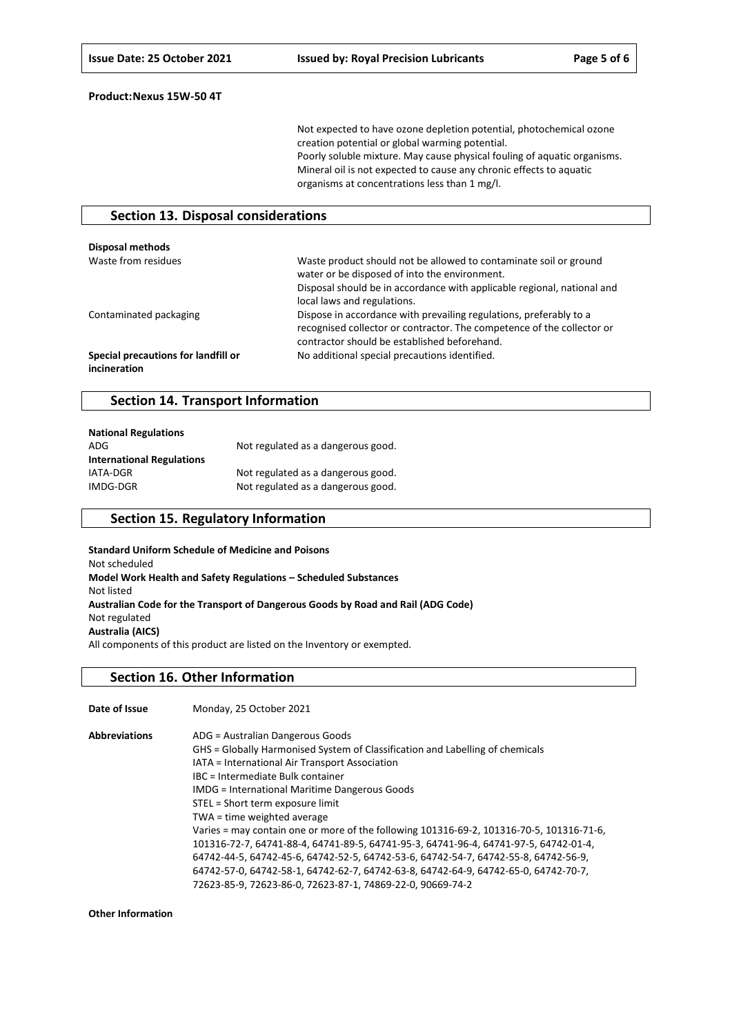**Product:Nexus 15W-50 4T**

Not expected to have ozone depletion potential, photochemical ozone creation potential or global warming potential.
Poorly soluble mixture. May cause physical fouling of aquatic organisms.
Mineral oil is not expected to cause any chronic effects to aquatic organisms at concentrations less than 1 mg/l.

## Section 13. Disposal considerations

**Disposal methods**

| | |
|---|---|
| Waste from residues | Waste product should not be allowed to contaminate soil or ground water or be disposed of into the environment. Disposal should be in accordance with applicable regional, national and local laws and regulations. |
| Contaminated packaging | Dispose in accordance with prevailing regulations, preferably to a recognised collector or contractor. The competence of the collector or contractor should be established beforehand. |
| **Special precautions for landfill or incineration** | No additional special precautions identified. |

## Section 14. Transport Information

**National Regulations**

| | |
|---|---|
| ADG | Not regulated as a dangerous good. |

**International Regulations**

| | |
|---|---|
| IATA-DGR | Not regulated as a dangerous good. |
| IMDG-DGR | Not regulated as a dangerous good. |

## Section 15. Regulatory Information

**Standard Uniform Schedule of Medicine and Poisons**
Not scheduled
**Model Work Health and Safety Regulations – Scheduled Substances**
Not listed
**Australian Code for the Transport of Dangerous Goods by Road and Rail (ADG Code)**
Not regulated
**Australia (AICS)**
All components of this product are listed on the Inventory or exempted.

## Section 16. Other Information

**Date of Issue** Monday, 25 October 2021

**Abbreviations**
ADG = Australian Dangerous Goods
GHS = Globally Harmonised System of Classification and Labelling of chemicals
IATA = International Air Transport Association
IBC = Intermediate Bulk container
IMDG = International Maritime Dangerous Goods
STEL = Short term exposure limit
TWA = time weighted average
Varies = may contain one or more of the following 101316-69-2, 101316-70-5, 101316-71-6, 101316-72-7, 64741-88-4, 64741-89-5, 64741-95-3, 64741-96-4, 64741-97-5, 64742-01-4, 64742-44-5, 64742-45-6, 64742-52-5, 64742-53-6, 64742-54-7, 64742-55-8, 64742-56-9, 64742-57-0, 64742-58-1, 64742-62-7, 64742-63-8, 64742-64-9, 64742-65-0, 64742-70-7, 72623-85-9, 72623-86-0, 72623-87-1, 74869-22-0, 90669-74-2

**Other Information**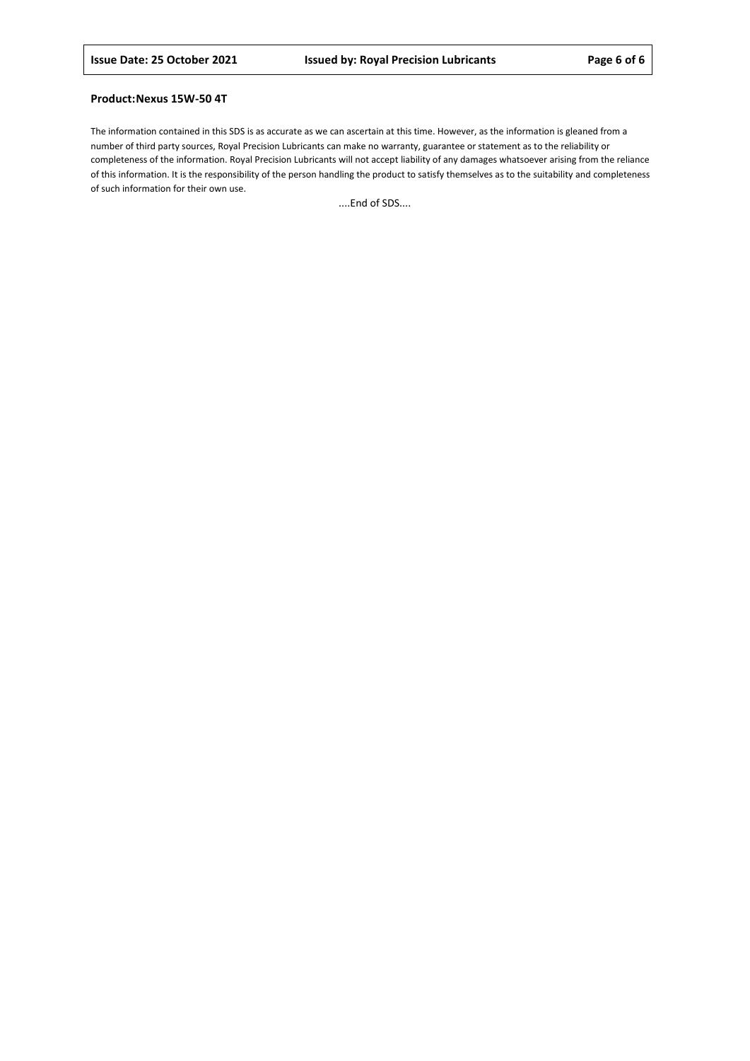**Product:Nexus 15W-50 4T**

The information contained in this SDS is as accurate as we can ascertain at this time. However, as the information is gleaned from a number of third party sources, Royal Precision Lubricants can make no warranty, guarantee or statement as to the reliability or completeness of the information. Royal Precision Lubricants will not accept liability of any damages whatsoever arising from the reliance of this information. It is the responsibility of the person handling the product to satisfy themselves as to the suitability and completeness of such information for their own use.

....End of SDS....